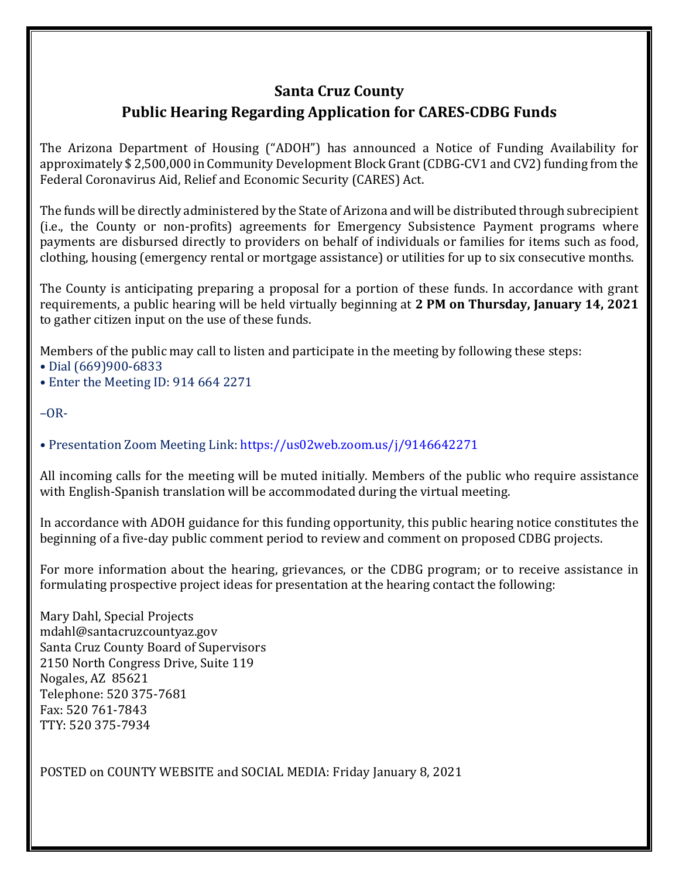# Santa Cruz County

## Public Hearing Regarding Application for CARES-CDBG Funds

The Arizona Department of Housing ("ADOH") has announced a Notice of Funding Availability for approximately $ 2,500,000 in Community Development Block Grant (CDBG-CV1 and CV2) funding from the Federal Coronavirus Aid, Relief and Economic Security (CARES) Act.

The funds will be directly administered by the State of Arizona and will be distributed through subrecipient (i.e., the County or non-profits) agreements for Emergency Subsistence Payment programs where payments are disbursed directly to providers on behalf of individuals or families for items such as food, clothing, housing (emergency rental or mortgage assistance) or utilities for up to six consecutive months.

The County is anticipating preparing a proposal for a portion of these funds. In accordance with grant requirements, a public hearing will be held virtually beginning at **2 PM on Thursday, January 14, 2021** to gather citizen input on the use of these funds.

Members of the public may call to listen and participate in the meeting by following these steps:

- Dial (669)900-6833
- Enter the Meeting ID: 914 664 2271

–OR-

- Presentation Zoom Meeting Link: https://us02web.zoom.us/j/9146642271

All incoming calls for the meeting will be muted initially. Members of the public who require assistance with English-Spanish translation will be accommodated during the virtual meeting.

In accordance with ADOH guidance for this funding opportunity, this public hearing notice constitutes the beginning of a five-day public comment period to review and comment on proposed CDBG projects.

For more information about the hearing, grievances, or the CDBG program; or to receive assistance in formulating prospective project ideas for presentation at the hearing contact the following:

Mary Dahl, Special Projects
mdahl@santacruzcountyaz.gov
Santa Cruz County Board of Supervisors
2150 North Congress Drive, Suite 119
Nogales, AZ 85621
Telephone: 520 375-7681
Fax: 520 761-7843
TTY: 520 375-7934

POSTED on COUNTY WEBSITE and SOCIAL MEDIA: Friday January 8, 2021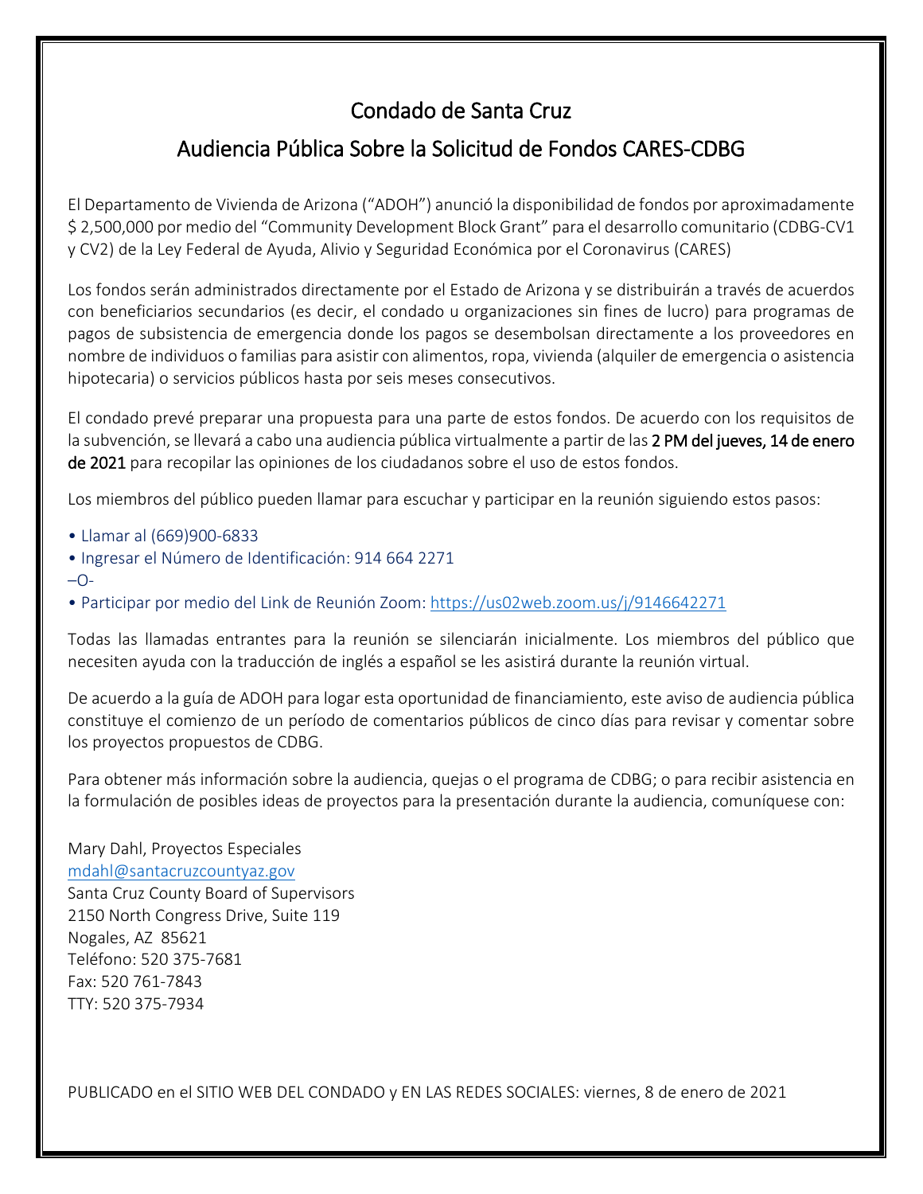# Condado de Santa Cruz

## Audiencia Pública Sobre la Solicitud de Fondos CARES-CDBG

El Departamento de Vivienda de Arizona ("ADOH") anunció la disponibilidad de fondos por aproximadamente $ 2,500,000 por medio del "Community Development Block Grant" para el desarrollo comunitario (CDBG-CV1 y CV2) de la Ley Federal de Ayuda, Alivio y Seguridad Económica por el Coronavirus (CARES)

Los fondos serán administrados directamente por el Estado de Arizona y se distribuirán a través de acuerdos con beneficiarios secundarios (es decir, el condado u organizaciones sin fines de lucro) para programas de pagos de subsistencia de emergencia donde los pagos se desembolsan directamente a los proveedores en nombre de individuos o familias para asistir con alimentos, ropa, vivienda (alquiler de emergencia o asistencia hipotecaria) o servicios públicos hasta por seis meses consecutivos.

El condado prevé preparar una propuesta para una parte de estos fondos. De acuerdo con los requisitos de la subvención, se llevará a cabo una audiencia pública virtualmente a partir de las 2 PM del jueves, 14 de enero de 2021 para recopilar las opiniones de los ciudadanos sobre el uso de estos fondos.

Los miembros del público pueden llamar para escuchar y participar en la reunión siguiendo estos pasos:

- Llamar al (669)900-6833
- Ingresar el Número de Identificación: 914 664 2271

–O-

- Participar por medio del Link de Reunión Zoom: https://us02web.zoom.us/j/9146642271

Todas las llamadas entrantes para la reunión se silenciarán inicialmente. Los miembros del público que necesiten ayuda con la traducción de inglés a español se les asistirá durante la reunión virtual.

De acuerdo a la guía de ADOH para logar esta oportunidad de financiamiento, este aviso de audiencia pública constituye el comienzo de un período de comentarios públicos de cinco días para revisar y comentar sobre los proyectos propuestos de CDBG.

Para obtener más información sobre la audiencia, quejas o el programa de CDBG; o para recibir asistencia en la formulación de posibles ideas de proyectos para la presentación durante la audiencia, comuníquese con:

Mary Dahl, Proyectos Especiales
mdahl@santacruzcountyaz.gov
Santa Cruz County Board of Supervisors
2150 North Congress Drive, Suite 119
Nogales, AZ 85621
Teléfono: 520 375-7681
Fax: 520 761-7843
TTY: 520 375-7934

PUBLICADO en el SITIO WEB DEL CONDADO y EN LAS REDES SOCIALES: viernes, 8 de enero de 2021